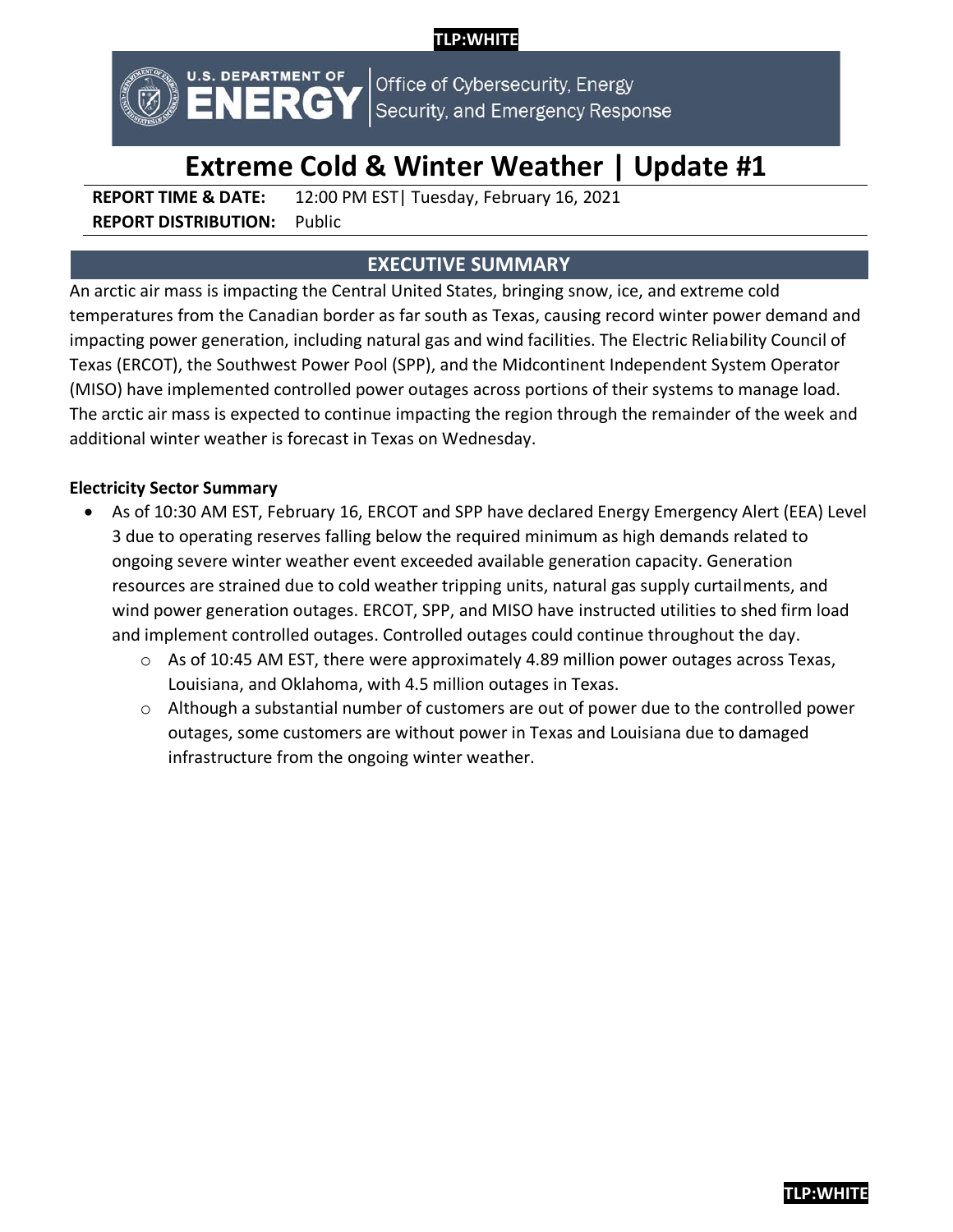TLP:WHITE

U.S. DEPARTMENT OF ENERGY | Office of Cybersecurity, Energy Security, and Emergency Response

# Extreme Cold & Winter Weather | Update #1

**REPORT TIME & DATE:** 12:00 PM EST| Tuesday, February 16, 2021

**REPORT DISTRIBUTION:** Public

## EXECUTIVE SUMMARY

An arctic air mass is impacting the Central United States, bringing snow, ice, and extreme cold temperatures from the Canadian border as far south as Texas, causing record winter power demand and impacting power generation, including natural gas and wind facilities. The Electric Reliability Council of Texas (ERCOT), the Southwest Power Pool (SPP), and the Midcontinent Independent System Operator (MISO) have implemented controlled power outages across portions of their systems to manage load. The arctic air mass is expected to continue impacting the region through the remainder of the week and additional winter weather is forecast in Texas on Wednesday.

**Electricity Sector Summary**

- As of 10:30 AM EST, February 16, ERCOT and SPP have declared Energy Emergency Alert (EEA) Level 3 due to operating reserves falling below the required minimum as high demands related to ongoing severe winter weather event exceeded available generation capacity. Generation resources are strained due to cold weather tripping units, natural gas supply curtailments, and wind power generation outages. ERCOT, SPP, and MISO have instructed utilities to shed firm load and implement controlled outages. Controlled outages could continue throughout the day.
  - As of 10:45 AM EST, there were approximately 4.89 million power outages across Texas, Louisiana, and Oklahoma, with 4.5 million outages in Texas.
  - Although a substantial number of customers are out of power due to the controlled power outages, some customers are without power in Texas and Louisiana due to damaged infrastructure from the ongoing winter weather.

TLP:WHITE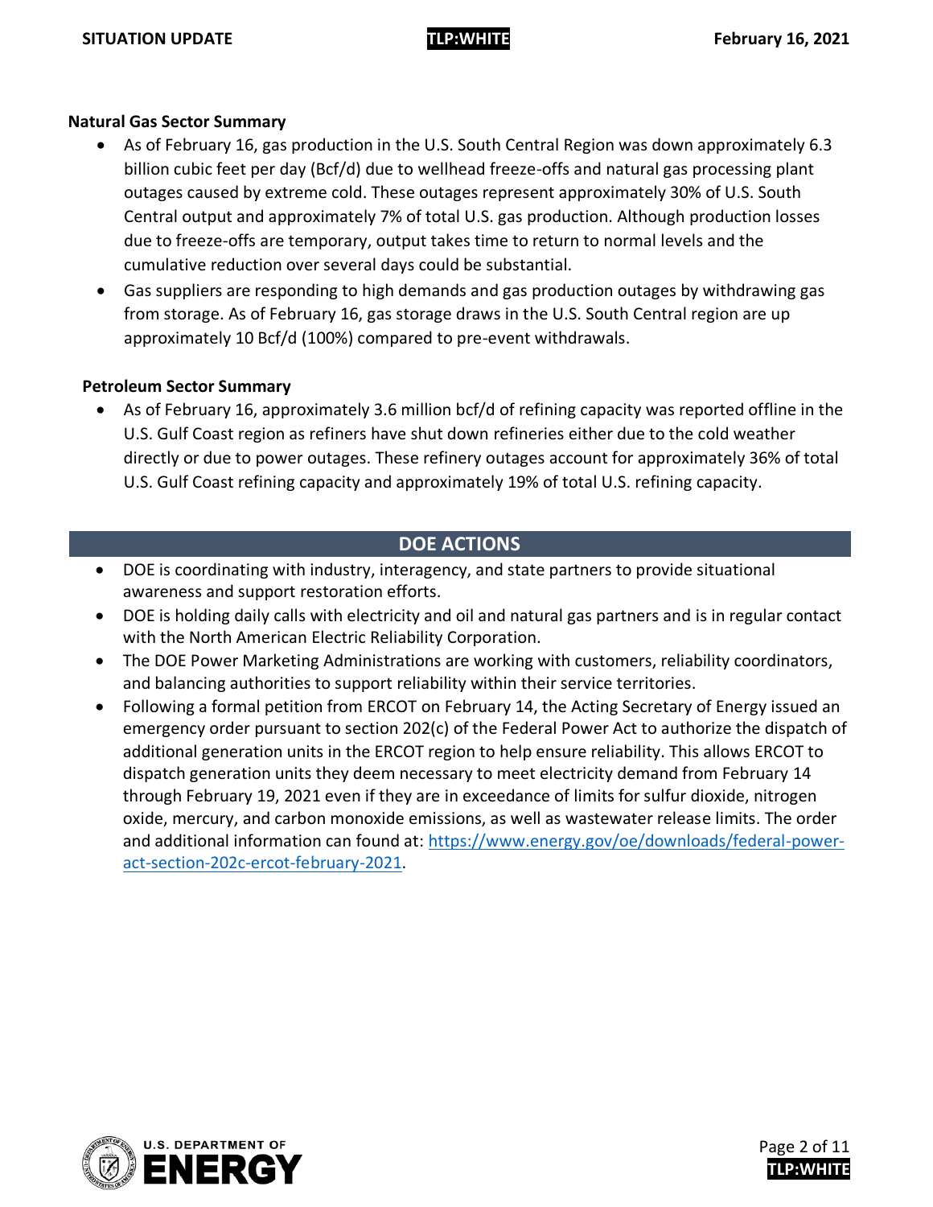**Natural Gas Sector Summary**

- As of February 16, gas production in the U.S. South Central Region was down approximately 6.3 billion cubic feet per day (Bcf/d) due to wellhead freeze-offs and natural gas processing plant outages caused by extreme cold. These outages represent approximately 30% of U.S. South Central output and approximately 7% of total U.S. gas production. Although production losses due to freeze-offs are temporary, output takes time to return to normal levels and the cumulative reduction over several days could be substantial.
- Gas suppliers are responding to high demands and gas production outages by withdrawing gas from storage. As of February 16, gas storage draws in the U.S. South Central region are up approximately 10 Bcf/d (100%) compared to pre-event withdrawals.

**Petroleum Sector Summary**

- As of February 16, approximately 3.6 million bcf/d of refining capacity was reported offline in the U.S. Gulf Coast region as refiners have shut down refineries either due to the cold weather directly or due to power outages. These refinery outages account for approximately 36% of total U.S. Gulf Coast refining capacity and approximately 19% of total U.S. refining capacity.

## DOE ACTIONS

- DOE is coordinating with industry, interagency, and state partners to provide situational awareness and support restoration efforts.
- DOE is holding daily calls with electricity and oil and natural gas partners and is in regular contact with the North American Electric Reliability Corporation.
- The DOE Power Marketing Administrations are working with customers, reliability coordinators, and balancing authorities to support reliability within their service territories.
- Following a formal petition from ERCOT on February 14, the Acting Secretary of Energy issued an emergency order pursuant to section 202(c) of the Federal Power Act to authorize the dispatch of additional generation units in the ERCOT region to help ensure reliability. This allows ERCOT to dispatch generation units they deem necessary to meet electricity demand from February 14 through February 19, 2021 even if they are in exceedance of limits for sulfur dioxide, nitrogen oxide, mercury, and carbon monoxide emissions, as well as wastewater release limits. The order and additional information can found at: https://www.energy.gov/oe/downloads/federal-power-act-section-202c-ercot-february-2021.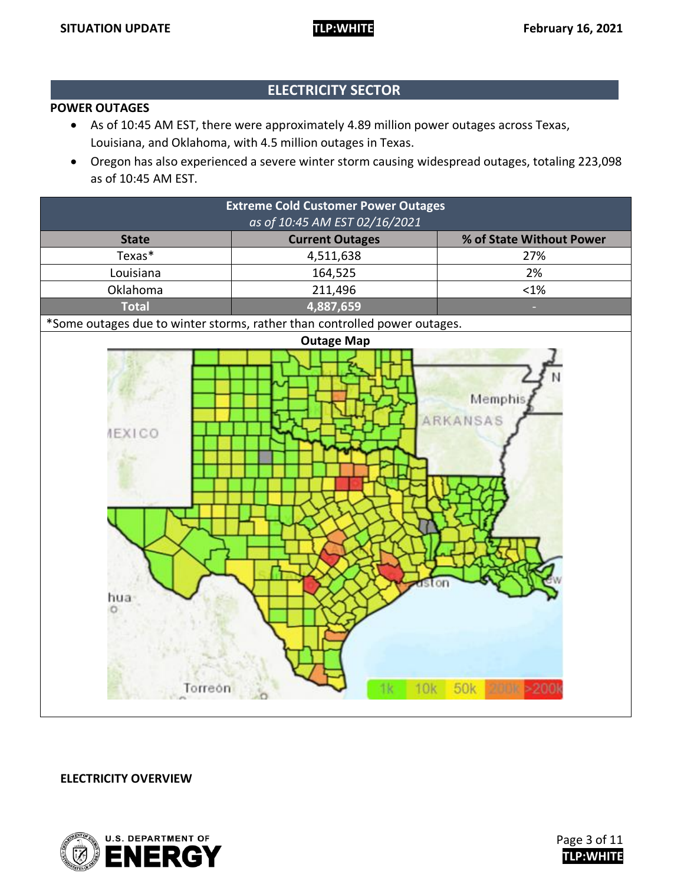## ELECTRICITY SECTOR

**POWER OUTAGES**

- As of 10:45 AM EST, there were approximately 4.89 million power outages across Texas, Louisiana, and Oklahoma, with 4.5 million outages in Texas.
- Oregon has also experienced a severe winter storm causing widespread outages, totaling 223,098 as of 10:45 AM EST.

**Extreme Cold Customer Power Outages**
*as of 10:45 AM EST 02/16/2021*

| State | Current Outages | % of State Without Power |
|---|---|---|
| Texas* | 4,511,638 | 27% |
| Louisiana | 164,525 | 2% |
| Oklahoma | 211,496 | <1% |
| **Total** | **4,887,659** | - |

*Some outages due to winter storms, rather than controlled power outages.

**Outage Map**

N
Memphis
ARKANSAS
MEXICO
Houston
Torreón
1k 10k 50k 200k >200k

**ELECTRICITY OVERVIEW**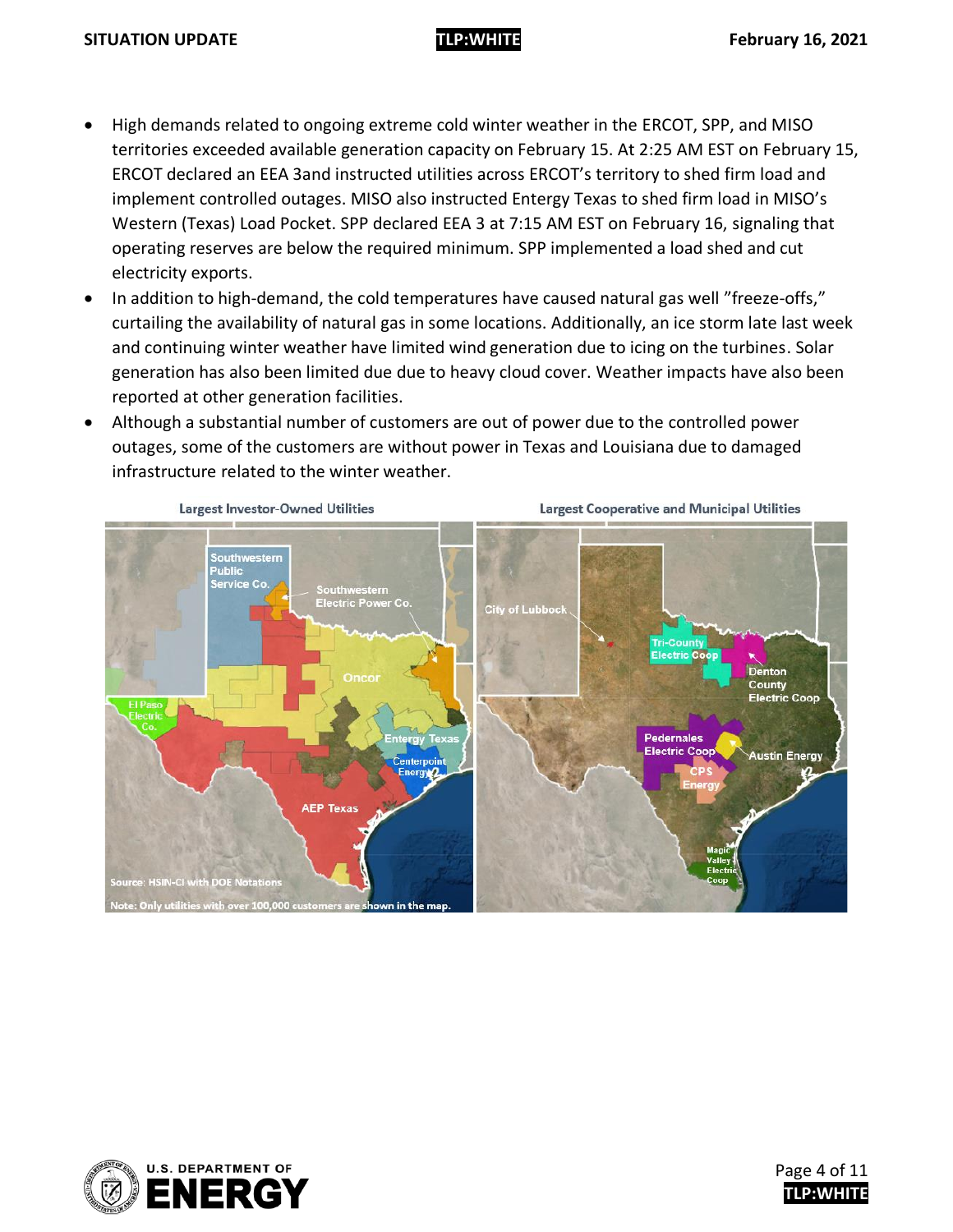- High demands related to ongoing extreme cold winter weather in the ERCOT, SPP, and MISO territories exceeded available generation capacity on February 15. At 2:25 AM EST on February 15, ERCOT declared an EEA 3and instructed utilities across ERCOT's territory to shed firm load and implement controlled outages. MISO also instructed Entergy Texas to shed firm load in MISO's Western (Texas) Load Pocket. SPP declared EEA 3 at 7:15 AM EST on February 16, signaling that operating reserves are below the required minimum. SPP implemented a load shed and cut electricity exports.
- In addition to high-demand, the cold temperatures have caused natural gas well "freeze-offs," curtailing the availability of natural gas in some locations. Additionally, an ice storm late last week and continuing winter weather have limited wind generation due to icing on the turbines. Solar generation has also been limited due due to heavy cloud cover. Weather impacts have also been reported at other generation facilities.
- Although a substantial number of customers are out of power due to the controlled power outages, some of the customers are without power in Texas and Louisiana due to damaged infrastructure related to the winter weather.

**Largest Investor-Owned Utilities**

Southwestern Public Service Co., Southwestern Electric Power Co., Oncor, El Paso Electric Co., Entergy Texas, Centerpoint Energy, AEP Texas

Source: HSIN-CI with DOE Notations

Note: Only utilities with over 100,000 customers are shown in the map.

**Largest Cooperative and Municipal Utilities**

City of Lubbock, Tri-County Electric Coop, Denton County Electric Coop, Pedernales Electric Coop, Austin Energy, CPS Energy, Magic Valley Electric Coop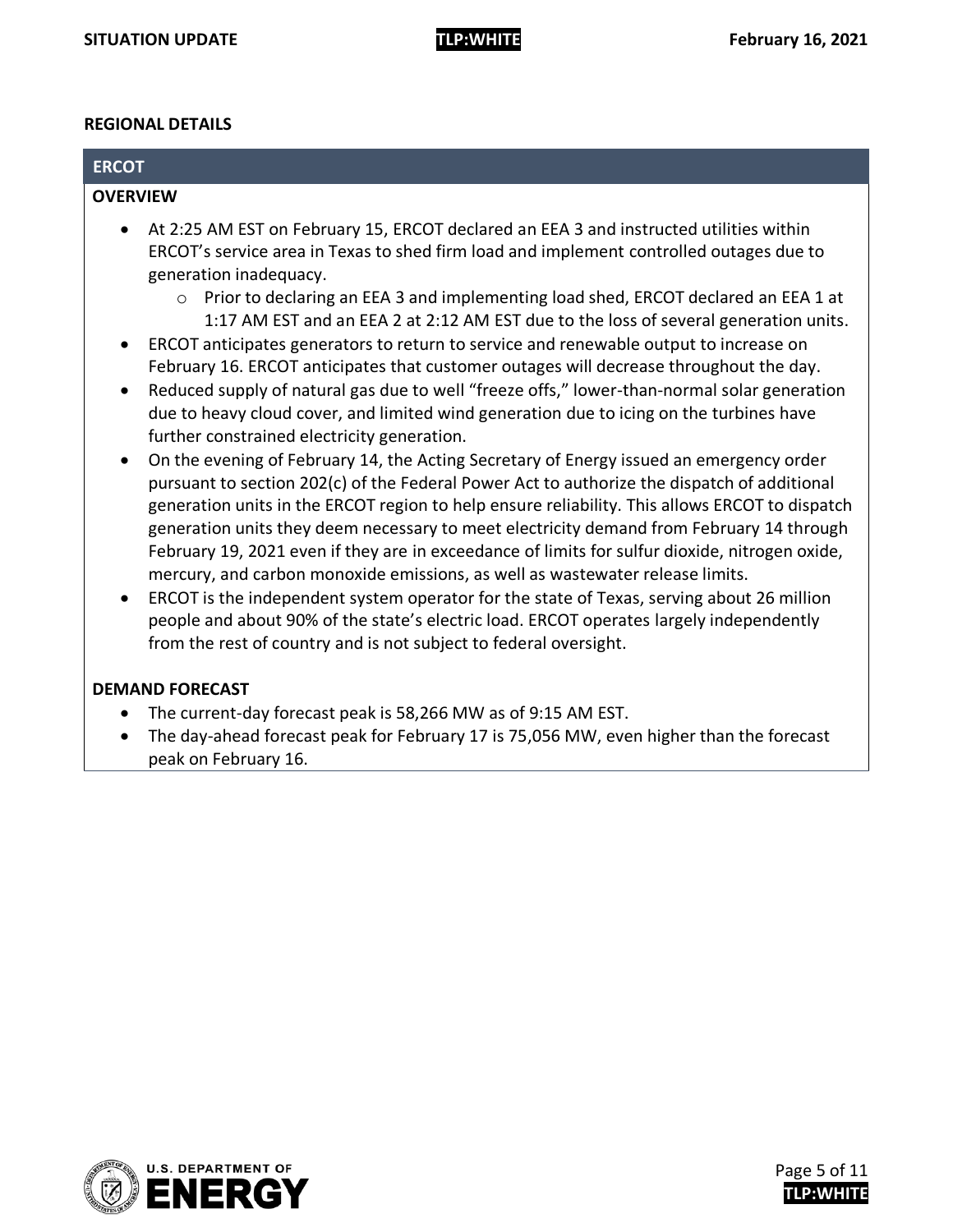## REGIONAL DETAILS

### ERCOT

**OVERVIEW**

- At 2:25 AM EST on February 15, ERCOT declared an EEA 3 and instructed utilities within ERCOT's service area in Texas to shed firm load and implement controlled outages due to generation inadequacy.
  - Prior to declaring an EEA 3 and implementing load shed, ERCOT declared an EEA 1 at 1:17 AM EST and an EEA 2 at 2:12 AM EST due to the loss of several generation units.
- ERCOT anticipates generators to return to service and renewable output to increase on February 16. ERCOT anticipates that customer outages will decrease throughout the day.
- Reduced supply of natural gas due to well "freeze offs," lower-than-normal solar generation due to heavy cloud cover, and limited wind generation due to icing on the turbines have further constrained electricity generation.
- On the evening of February 14, the Acting Secretary of Energy issued an emergency order pursuant to section 202(c) of the Federal Power Act to authorize the dispatch of additional generation units in the ERCOT region to help ensure reliability. This allows ERCOT to dispatch generation units they deem necessary to meet electricity demand from February 14 through February 19, 2021 even if they are in exceedance of limits for sulfur dioxide, nitrogen oxide, mercury, and carbon monoxide emissions, as well as wastewater release limits.
- ERCOT is the independent system operator for the state of Texas, serving about 26 million people and about 90% of the state's electric load. ERCOT operates largely independently from the rest of country and is not subject to federal oversight.

**DEMAND FORECAST**

- The current-day forecast peak is 58,266 MW as of 9:15 AM EST.
- The day-ahead forecast peak for February 17 is 75,056 MW, even higher than the forecast peak on February 16.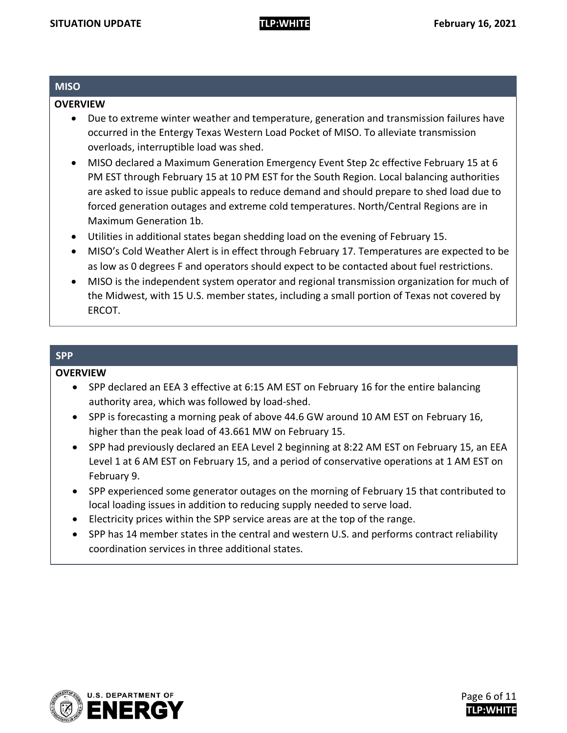## MISO

### OVERVIEW

- Due to extreme winter weather and temperature, generation and transmission failures have occurred in the Entergy Texas Western Load Pocket of MISO. To alleviate transmission overloads, interruptible load was shed.
- MISO declared a Maximum Generation Emergency Event Step 2c effective February 15 at 6 PM EST through February 15 at 10 PM EST for the South Region. Local balancing authorities are asked to issue public appeals to reduce demand and should prepare to shed load due to forced generation outages and extreme cold temperatures. North/Central Regions are in Maximum Generation 1b.
- Utilities in additional states began shedding load on the evening of February 15.
- MISO's Cold Weather Alert is in effect through February 17. Temperatures are expected to be as low as 0 degrees F and operators should expect to be contacted about fuel restrictions.
- MISO is the independent system operator and regional transmission organization for much of the Midwest, with 15 U.S. member states, including a small portion of Texas not covered by ERCOT.

## SPP

### OVERVIEW

- SPP declared an EEA 3 effective at 6:15 AM EST on February 16 for the entire balancing authority area, which was followed by load-shed.
- SPP is forecasting a morning peak of above 44.6 GW around 10 AM EST on February 16, higher than the peak load of 43.661 MW on February 15.
- SPP had previously declared an EEA Level 2 beginning at 8:22 AM EST on February 15, an EEA Level 1 at 6 AM EST on February 15, and a period of conservative operations at 1 AM EST on February 9.
- SPP experienced some generator outages on the morning of February 15 that contributed to local loading issues in addition to reducing supply needed to serve load.
- Electricity prices within the SPP service areas are at the top of the range.
- SPP has 14 member states in the central and western U.S. and performs contract reliability coordination services in three additional states.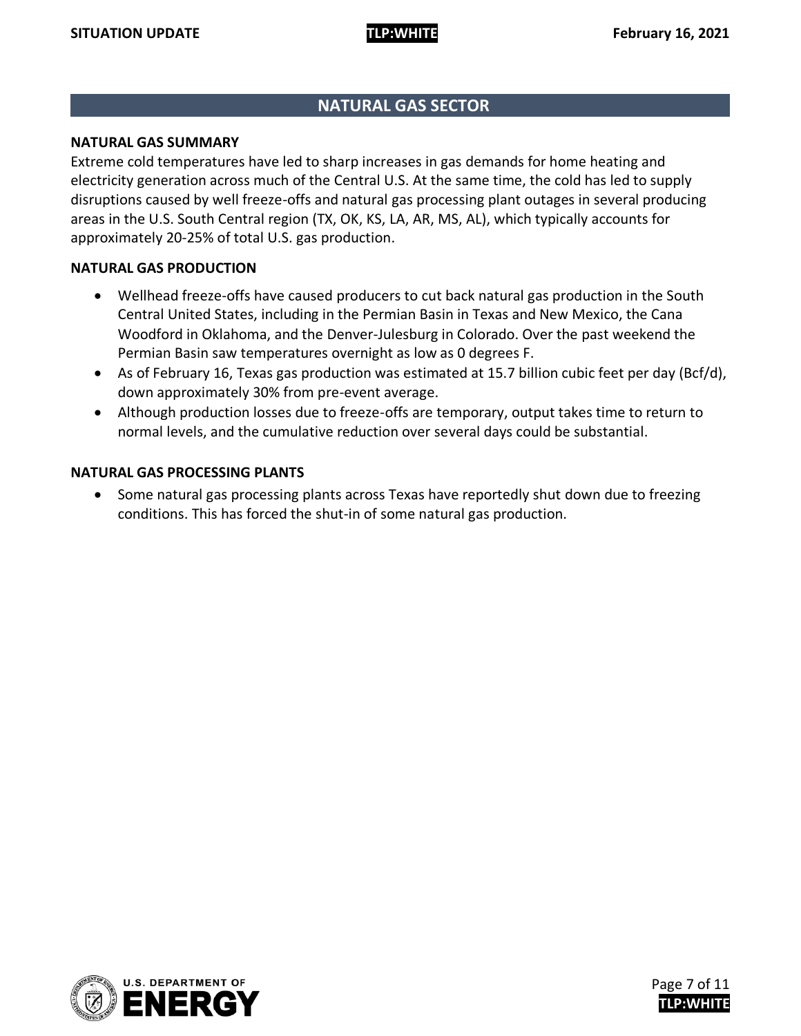## NATURAL GAS SECTOR

### NATURAL GAS SUMMARY

Extreme cold temperatures have led to sharp increases in gas demands for home heating and electricity generation across much of the Central U.S. At the same time, the cold has led to supply disruptions caused by well freeze-offs and natural gas processing plant outages in several producing areas in the U.S. South Central region (TX, OK, KS, LA, AR, MS, AL), which typically accounts for approximately 20-25% of total U.S. gas production.

### NATURAL GAS PRODUCTION

- Wellhead freeze-offs have caused producers to cut back natural gas production in the South Central United States, including in the Permian Basin in Texas and New Mexico, the Cana Woodford in Oklahoma, and the Denver-Julesburg in Colorado. Over the past weekend the Permian Basin saw temperatures overnight as low as 0 degrees F.
- As of February 16, Texas gas production was estimated at 15.7 billion cubic feet per day (Bcf/d), down approximately 30% from pre-event average.
- Although production losses due to freeze-offs are temporary, output takes time to return to normal levels, and the cumulative reduction over several days could be substantial.

### NATURAL GAS PROCESSING PLANTS

- Some natural gas processing plants across Texas have reportedly shut down due to freezing conditions. This has forced the shut-in of some natural gas production.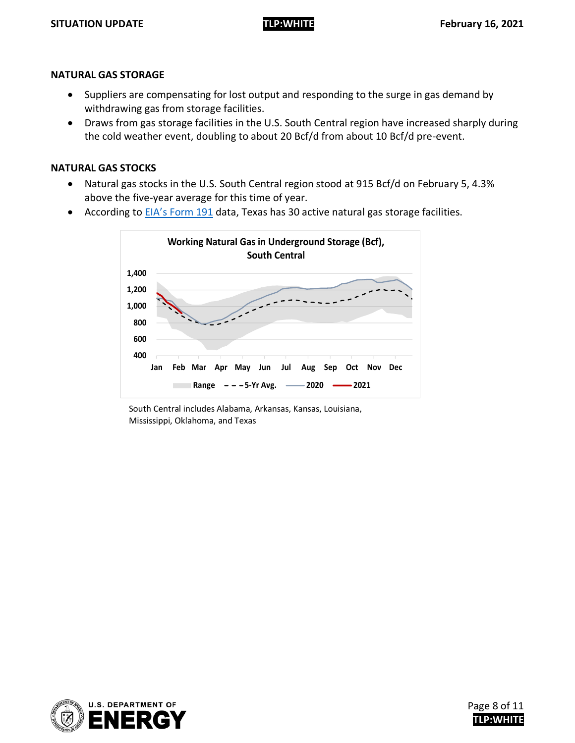## NATURAL GAS STORAGE

- Suppliers are compensating for lost output and responding to the surge in gas demand by withdrawing gas from storage facilities.
- Draws from gas storage facilities in the U.S. South Central region have increased sharply during the cold weather event, doubling to about 20 Bcf/d from about 10 Bcf/d pre-event.

## NATURAL GAS STOCKS

- Natural gas stocks in the U.S. South Central region stood at 915 Bcf/d on February 5, 4.3% above the five-year average for this time of year.
- According to EIA's Form 191 data, Texas has 30 active natural gas storage facilities.

Working Natural Gas in Underground Storage (Bcf), South Central

1,400
1,200
1,000
800
600
400

Jan Feb Mar Apr May Jun Jul Aug Sep Oct Nov Dec

Range - - - 5-Yr Avg. 2020 2021

South Central includes Alabama, Arkansas, Kansas, Louisiana, Mississippi, Oklahoma, and Texas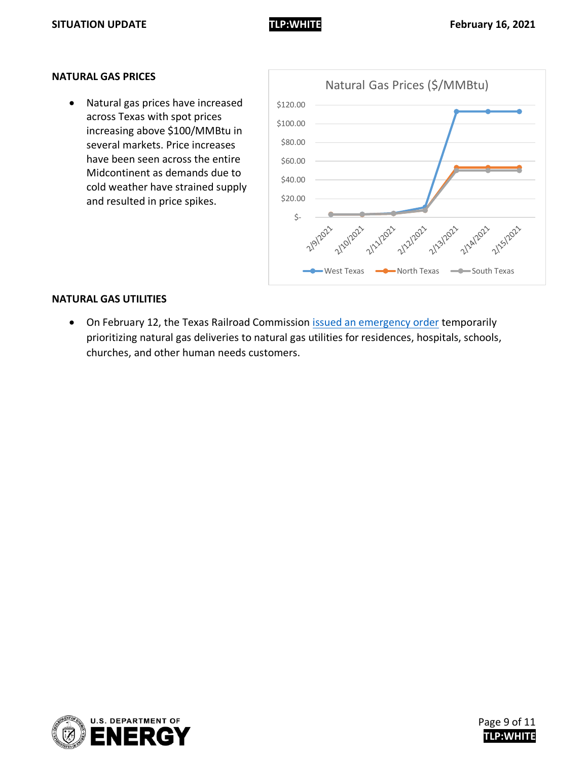## NATURAL GAS PRICES

- Natural gas prices have increased across Texas with spot prices increasing above $100/MMBtu in several markets. Price increases have been seen across the entire Midcontinent as demands due to cold weather have strained supply and resulted in price spikes.

Natural Gas Prices ($/MMBtu)

$120.00
$100.00
$80.00
$60.00
$40.00
$20.00
$-

2/9/2021
2/10/2021
2/11/2021
2/12/2021
2/13/2021
2/14/2021
2/15/2021

West Texas
North Texas
South Texas

## NATURAL GAS UTILITIES

- On February 12, the Texas Railroad Commission issued an emergency order temporarily prioritizing natural gas deliveries to natural gas utilities for residences, hospitals, schools, churches, and other human needs customers.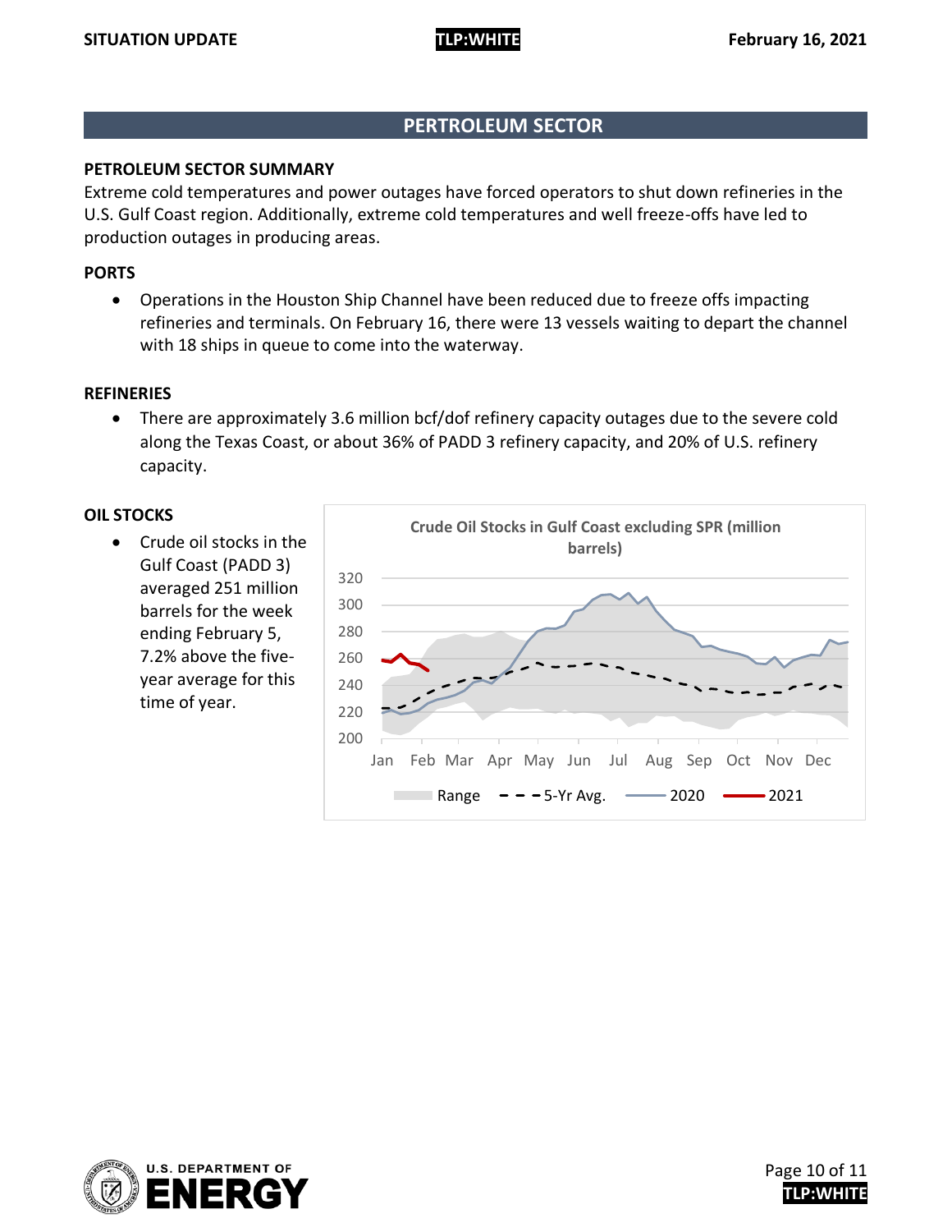## PERTROLEUM SECTOR

### PETROLEUM SECTOR SUMMARY

Extreme cold temperatures and power outages have forced operators to shut down refineries in the U.S. Gulf Coast region. Additionally, extreme cold temperatures and well freeze-offs have led to production outages in producing areas.

### PORTS

- Operations in the Houston Ship Channel have been reduced due to freeze offs impacting refineries and terminals. On February 16, there were 13 vessels waiting to depart the channel with 18 ships in queue to come into the waterway.

### REFINERIES

- There are approximately 3.6 million bcf/dof refinery capacity outages due to the severe cold along the Texas Coast, or about 36% of PADD 3 refinery capacity, and 20% of U.S. refinery capacity.

### OIL STOCKS

- Crude oil stocks in the Gulf Coast (PADD 3) averaged 251 million barrels for the week ending February 5, 7.2% above the five-year average for this time of year.

Crude Oil Stocks in Gulf Coast excluding SPR (million barrels)

320
300
280
260
240
220
200

Jan Feb Mar Apr May Jun Jul Aug Sep Oct Nov Dec

Range
5-Yr Avg.
2020
2021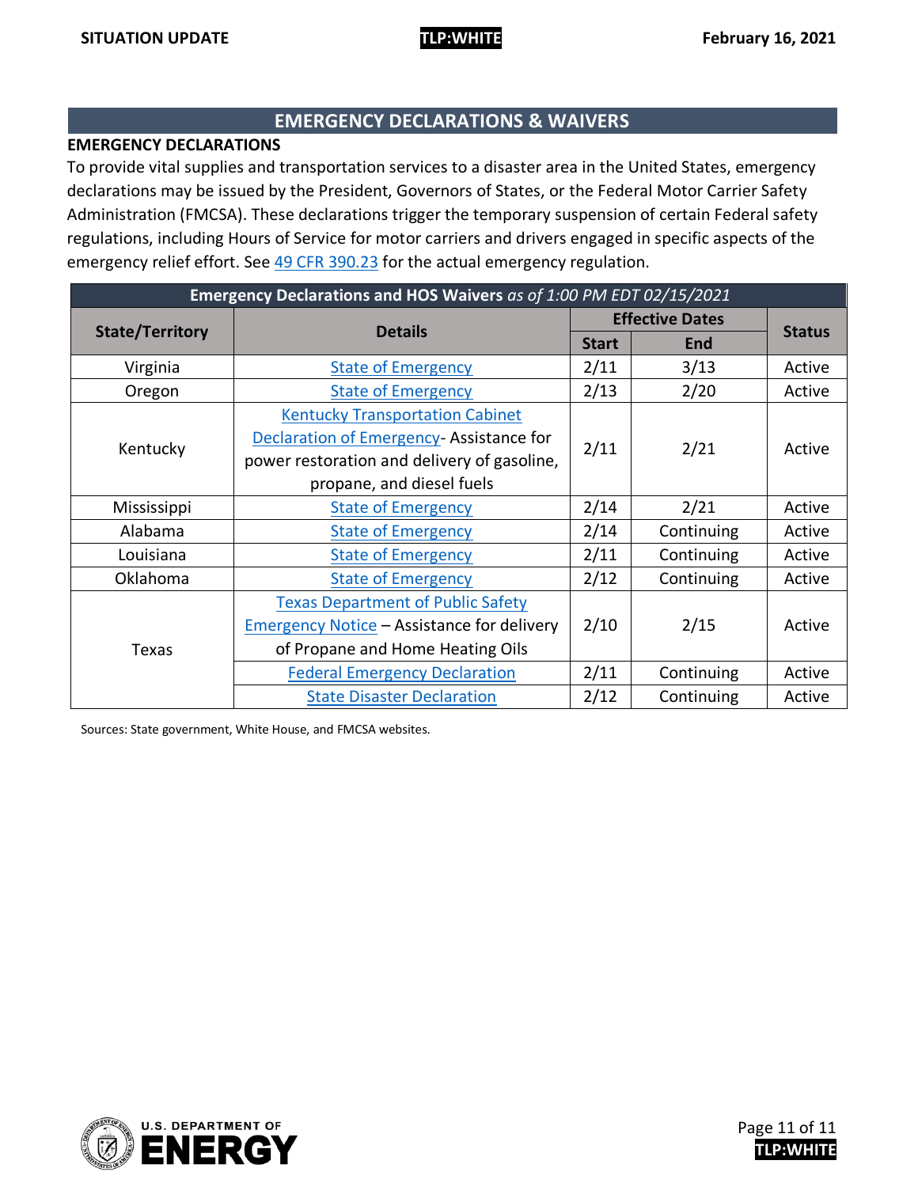## EMERGENCY DECLARATIONS & WAIVERS

**EMERGENCY DECLARATIONS**

To provide vital supplies and transportation services to a disaster area in the United States, emergency declarations may be issued by the President, Governors of States, or the Federal Motor Carrier Safety Administration (FMCSA). These declarations trigger the temporary suspension of certain Federal safety regulations, including Hours of Service for motor carriers and drivers engaged in specific aspects of the emergency relief effort. See 49 CFR 390.23 for the actual emergency regulation.

**Emergency Declarations and HOS Waivers** *as of 1:00 PM EDT 02/15/2021*

| State/Territory | Details | Effective Dates | | Status |
|---|---|---|---|---|
| | | Start | End | |
| Virginia | State of Emergency | 2/11 | 3/13 | Active |
| Oregon | State of Emergency | 2/13 | 2/20 | Active |
| Kentucky | Kentucky Transportation Cabinet Declaration of Emergency- Assistance for power restoration and delivery of gasoline, propane, and diesel fuels | 2/11 | 2/21 | Active |
| Mississippi | State of Emergency | 2/14 | 2/21 | Active |
| Alabama | State of Emergency | 2/14 | Continuing | Active |
| Louisiana | State of Emergency | 2/11 | Continuing | Active |
| Oklahoma | State of Emergency | 2/12 | Continuing | Active |
| Texas | Texas Department of Public Safety Emergency Notice – Assistance for delivery of Propane and Home Heating Oils | 2/10 | 2/15 | Active |
| Texas | Federal Emergency Declaration | 2/11 | Continuing | Active |
| Texas | State Disaster Declaration | 2/12 | Continuing | Active |

Sources: State government, White House, and FMCSA websites.